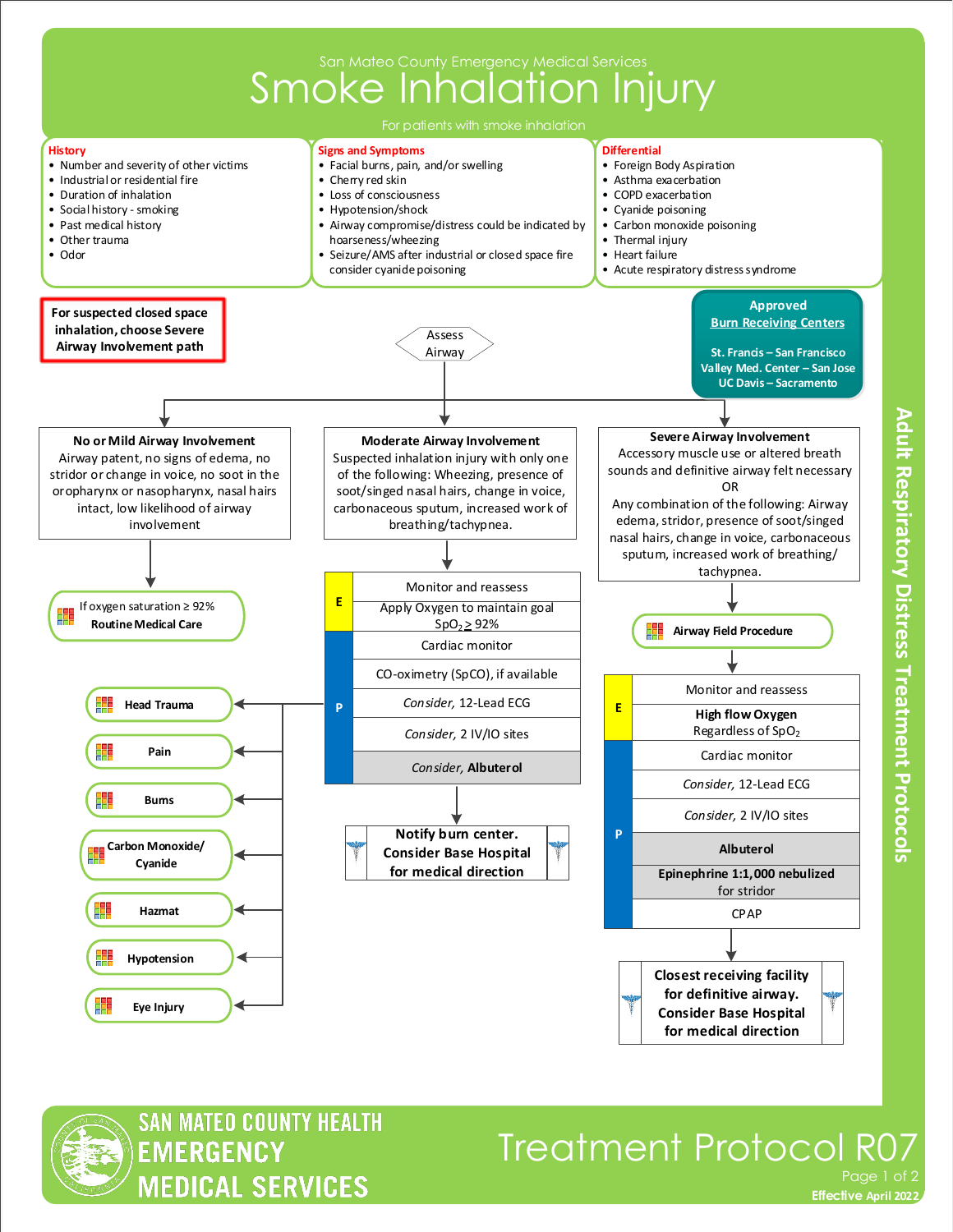San Mateo County Emergency Medical Services

# Smoke Inhalation Injury

For patients with smoke inhalation

**History**
- Number and severity of other victims
- Industrial or residential fire
- Duration of inhalation
- Social history - smoking
- Past medical history
- Other trauma
- Odor

**Signs and Symptoms**
- Facial burns, pain, and/or swelling
- Cherry red skin
- Loss of consciousness
- Hypotension/shock
- Airway compromise/distress could be indicated by hoarseness/wheezing
- Seizure/AMS after industrial or closed space fire consider cyanide poisoning

**Differential**
- Foreign Body Aspiration
- Asthma exacerbation
- COPD exacerbation
- Cyanide poisoning
- Carbon monoxide poisoning
- Thermal injury
- Heart failure
- Acute respiratory distress syndrome

**For suspected closed space inhalation, choose Severe Airway Involvement path**

**Approved Burn Receiving Centers**

**St. Francis – San Francisco**
**Valley Med. Center – San Jose**
**UC Davis – Sacramento**

Assess Airway

## No or Mild Airway Involvement

Airway patent, no signs of edema, no stridor or change in voice, no soot in the oropharynx or nasopharynx, nasal hairs intact, low likelihood of airway involvement

- If oxygen saturation ≥ 92% **Routine Medical Care**

## Moderate Airway Involvement

Suspected inhalation injury with only one of the following: Wheezing, presence of soot/singed nasal hairs, change in voice, carbonaceous sputum, increased work of breathing/tachypnea.

| | |
|---|---|
| E | Monitor and reassess |
| E | Apply Oxygen to maintain goal $SpO_2 \geq 92\%$ |
| P | Cardiac monitor |
| P | CO-oximetry (SpCO), if available |
| P | *Consider,* 12-Lead ECG |
| P | *Consider,* 2 IV/IO sites |
| P | *Consider,* **Albuterol** |

**Notify burn center. Consider Base Hospital for medical direction**

See also:
- **Head Trauma**
- **Pain**
- **Burns**
- **Carbon Monoxide/ Cyanide**
- **Hazmat**
- **Hypotension**
- **Eye Injury**

## Severe Airway Involvement

Accessory muscle use or altered breath sounds and definitive airway felt necessary

OR

Any combination of the following: Airway edema, stridor, presence of soot/singed nasal hairs, change in voice, carbonaceous sputum, increased work of breathing/ tachypnea.

**Airway Field Procedure**

| | |
|---|---|
| E | Monitor and reassess |
| E | **High flow Oxygen** Regardless of $SpO_2$ |
| P | Cardiac monitor |
| P | *Consider,* 12-Lead ECG |
| P | *Consider,* 2 IV/IO sites |
| P | **Albuterol** |
| P | **Epinephrine 1:1,000 nebulized** for stridor |
| P | CPAP |

**Closest receiving facility for definitive airway. Consider Base Hospital for medical direction**

Adult Respiratory Distress Treatment Protocols

SAN MATEO COUNTY HEALTH EMERGENCY MEDICAL SERVICES

Treatment Protocol R07

Effective April 2022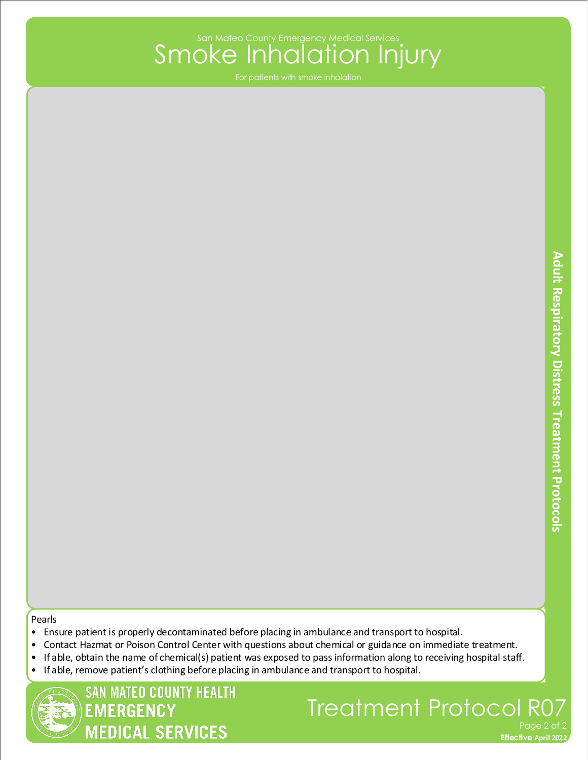San Mateo County Emergency Medical Services

# Smoke Inhalation Injury

For patients with smoke inhalation

Pearls

- Ensure patient is properly decontaminated before placing in ambulance and transport to hospital.
- Contact Hazmat or Poison Control Center with questions about chemical or guidance on immediate treatment.
- If able, obtain the name of chemical(s) patient was exposed to pass information along to receiving hospital staff.
- If able, remove patient's clothing before placing in ambulance and transport to hospital.

Adult Respiratory Distress Treatment Protocols

SAN MATEO COUNTY HEALTH
EMERGENCY
MEDICAL SERVICES

Treatment Protocol R07

Effective April 2022